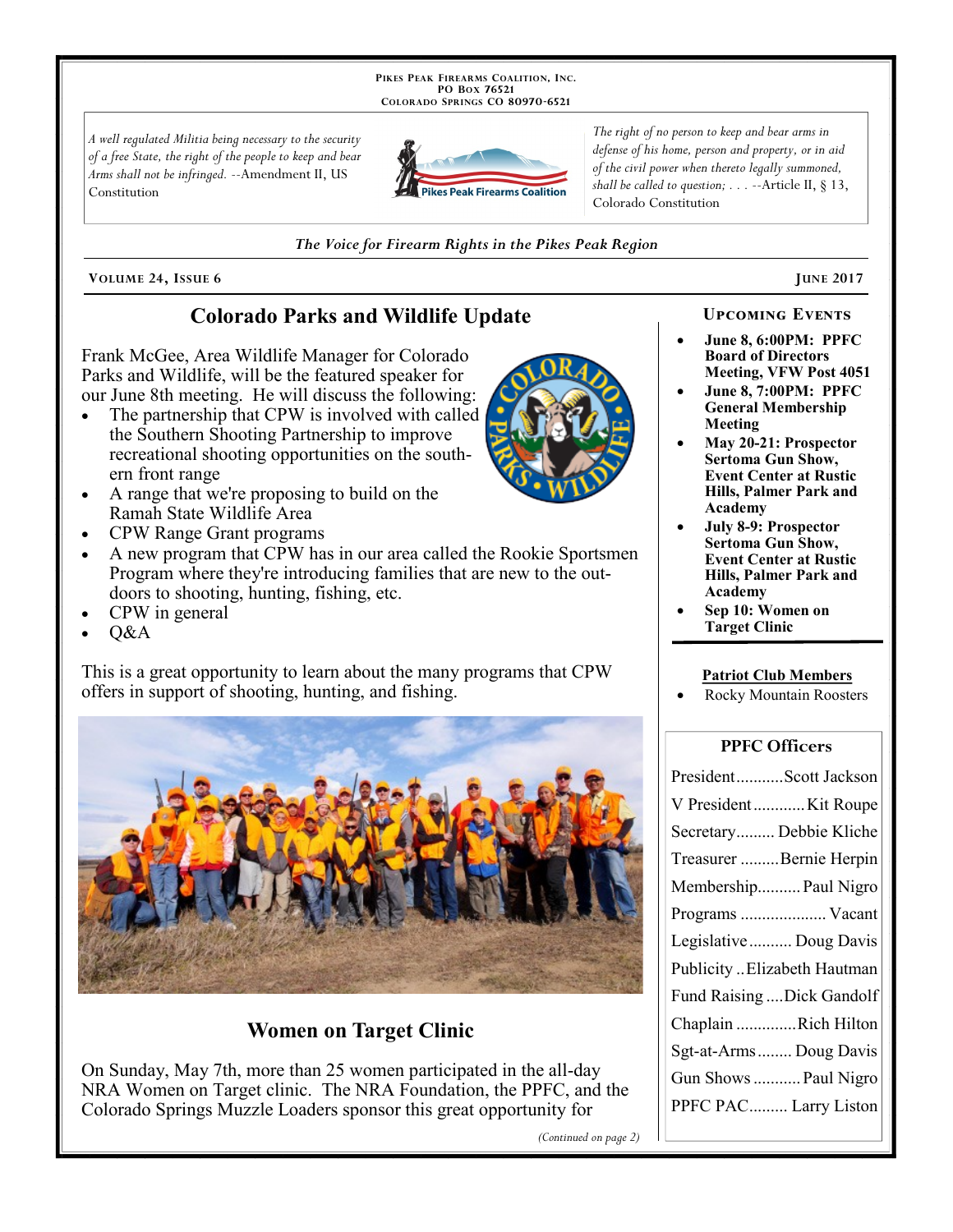**Pikes Peak Firearms Coalition, Inc.**
**PO Box 76521**
**Colorado Springs CO 80970-6521**

*A well regulated Militia being necessary to the security of a free State, the right of the people to keep and bear Arms shall not be infringed.* --Amendment II, US Constitution

*The right of no person to keep and bear arms in defense of his home, person and property, or in aid of the civil power when thereto legally summoned, shall be called to question; . . .* --Article II, § 13, Colorado Constitution

*The Voice for Firearm Rights in the Pikes Peak Region*

**Volume 24, Issue 6** — **June 2017**

## Colorado Parks and Wildlife Update

Frank McGee, Area Wildlife Manager for Colorado Parks and Wildlife, will be the featured speaker for our June 8th meeting. He will discuss the following:

- The partnership that CPW is involved with called the Southern Shooting Partnership to improve recreational shooting opportunities on the southern front range
- A range that we're proposing to build on the Ramah State Wildlife Area
- CPW Range Grant programs
- A new program that CPW has in our area called the Rookie Sportsmen Program where they're introducing families that are new to the outdoors to shooting, hunting, fishing, etc.
- CPW in general
- Q&A

This is a great opportunity to learn about the many programs that CPW offers in support of shooting, hunting, and fishing.

## Women on Target Clinic

On Sunday, May 7th, more than 25 women participated in the all-day NRA Women on Target clinic. The NRA Foundation, the PPFC, and the Colorado Springs Muzzle Loaders sponsor this great opportunity for

*(Continued on page 2)*

### Upcoming Events

- **June 8, 6:00PM: PPFC Board of Directors Meeting, VFW Post 4051**
- **June 8, 7:00PM: PPFC General Membership Meeting**
- **May 20-21: Prospector Sertoma Gun Show, Event Center at Rustic Hills, Palmer Park and Academy**
- **July 8-9: Prospector Sertoma Gun Show, Event Center at Rustic Hills, Palmer Park and Academy**
- **Sep 10: Women on Target Clinic**

### Patriot Club Members

- Rocky Mountain Roosters

### PPFC Officers

| Office | Name |
|---|---|
| President | Scott Jackson |
| V President | Kit Roupe |
| Secretary | Debbie Kliche |
| Treasurer | Bernie Herpin |
| Membership | Paul Nigro |
| Programs | Vacant |
| Legislative | Doug Davis |
| Publicity | Elizabeth Hautman |
| Fund Raising | Dick Gandolf |
| Chaplain | Rich Hilton |
| Sgt-at-Arms | Doug Davis |
| Gun Shows | Paul Nigro |
| PPFC PAC | Larry Liston |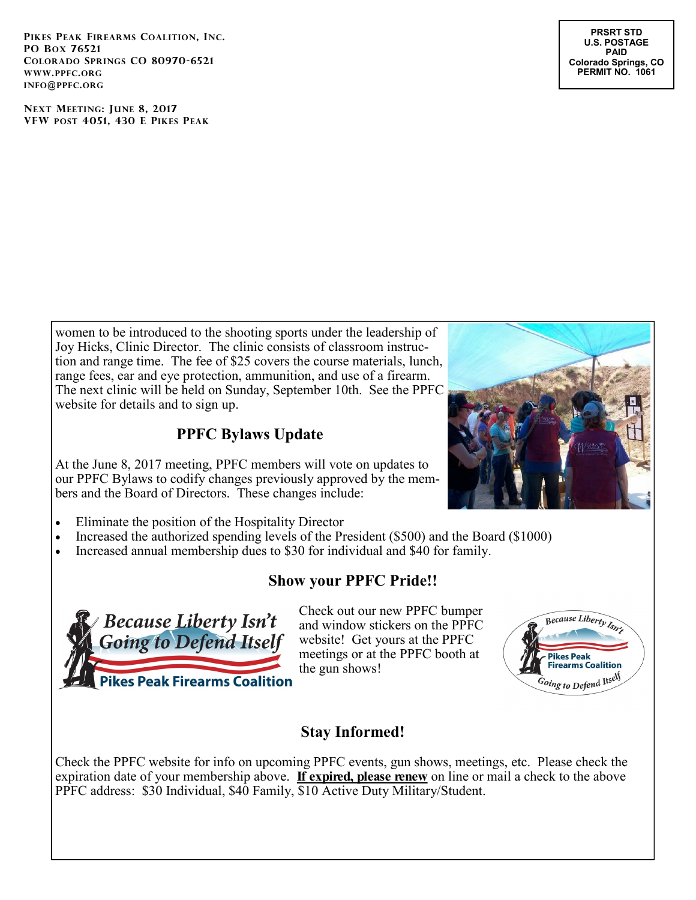PIKES PEAK FIREARMS COALITION, INC.
PO BOX 76521
COLORADO SPRINGS CO 80970-6521
WWW.PPFC.ORG
INFO@PPFC.ORG

PRSRT STD
U.S. POSTAGE
PAID
Colorado Springs, CO
PERMIT NO. 1061

NEXT MEETING: JUNE 8, 2017
VFW POST 4051, 430 E PIKES PEAK

women to be introduced to the shooting sports under the leadership of Joy Hicks, Clinic Director. The clinic consists of classroom instruction and range time. The fee of $25 covers the course materials, lunch, range fees, ear and eye protection, ammunition, and use of a firearm. The next clinic will be held on Sunday, September 10th. See the PPFC website for details and to sign up.

## PPFC Bylaws Update

At the June 8, 2017 meeting, PPFC members will vote on updates to our PPFC Bylaws to codify changes previously approved by the members and the Board of Directors. These changes include:

- Eliminate the position of the Hospitality Director
- Increased the authorized spending levels of the President ($500) and the Board ($1000)
- Increased annual membership dues to $30 for individual and $40 for family.

## Show your PPFC Pride!!

Because Liberty Isn't Going to Defend Itself
Pikes Peak Firearms Coalition

Check out our new PPFC bumper and window stickers on the PPFC website! Get yours at the PPFC meetings or at the PPFC booth at the gun shows!

## Stay Informed!

Check the PPFC website for info on upcoming PPFC events, gun shows, meetings, etc. Please check the expiration date of your membership above. **If expired, please renew** on line or mail a check to the above PPFC address: $30 Individual, $40 Family, $10 Active Duty Military/Student.